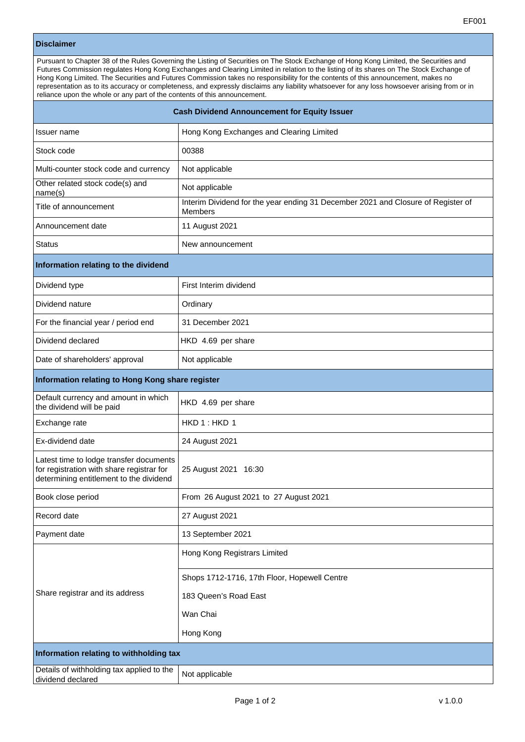EF001

| **Disclaimer** | |
|---|---|
| Pursuant to Chapter 38 of the Rules Governing the Listing of Securities on The Stock Exchange of Hong Kong Limited, the Securities and Futures Commission regulates Hong Kong Exchanges and Clearing Limited in relation to the listing of its shares on The Stock Exchange of Hong Kong Limited. The Securities and Futures Commission takes no responsibility for the contents of this announcement, makes no representation as to its accuracy or completeness, and expressly disclaims any liability whatsoever for any loss howsoever arising from or in reliance upon the whole or any part of the contents of this announcement. | |
| **Cash Dividend Announcement for Equity Issuer** | |
| Issuer name | Hong Kong Exchanges and Clearing Limited |
| Stock code | 00388 |
| Multi-counter stock code and currency | Not applicable |
| Other related stock code(s) and name(s) | Not applicable |
| Title of announcement | Interim Dividend for the year ending 31 December 2021 and Closure of Register of Members |
| Announcement date | 11 August 2021 |
| Status | New announcement |
| **Information relating to the dividend** | |
| Dividend type | First Interim dividend |
| Dividend nature | Ordinary |
| For the financial year / period end | 31 December 2021 |
| Dividend declared | HKD 4.69 per share |
| Date of shareholders' approval | Not applicable |
| **Information relating to Hong Kong share register** | |
| Default currency and amount in which the dividend will be paid | HKD 4.69 per share |
| Exchange rate | HKD 1 : HKD 1 |
| Ex-dividend date | 24 August 2021 |
| Latest time to lodge transfer documents for registration with share registrar for determining entitlement to the dividend | 25 August 2021 16:30 |
| Book close period | From 26 August 2021 to 27 August 2021 |
| Record date | 27 August 2021 |
| Payment date | 13 September 2021 |
| Share registrar and its address | Hong Kong Registrars Limited<br>Shops 1712-1716, 17th Floor, Hopewell Centre<br>183 Queen's Road East<br>Wan Chai<br>Hong Kong |
| **Information relating to withholding tax** | |
| Details of withholding tax applied to the dividend declared | Not applicable |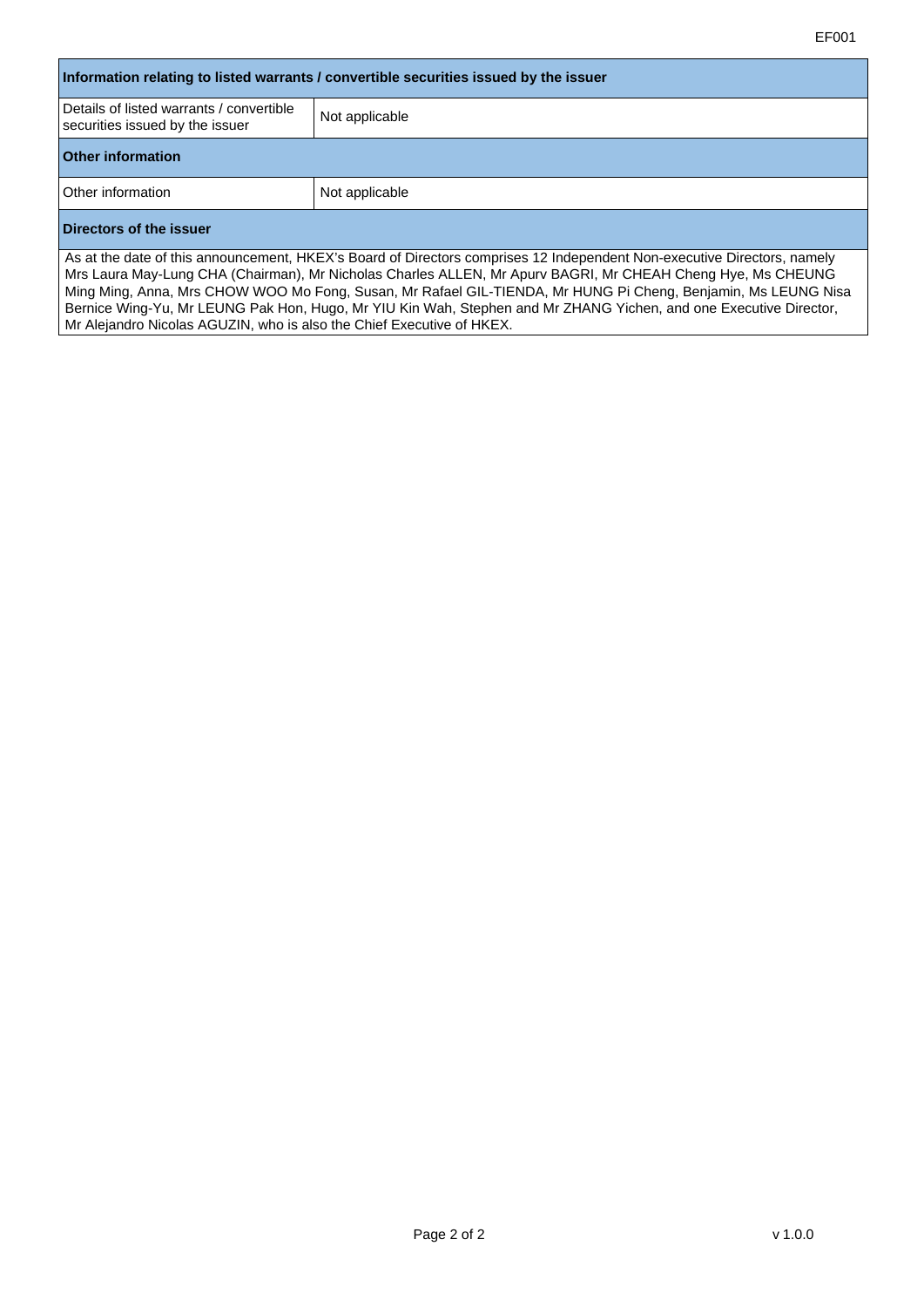## Information relating to listed warrants / convertible securities issued by the issuer

| | |
|---|---|
| Details of listed warrants / convertible securities issued by the issuer | Not applicable |

## Other information

| | |
|---|---|
| Other information | Not applicable |

## Directors of the issuer

As at the date of this announcement, HKEX's Board of Directors comprises 12 Independent Non-executive Directors, namely Mrs Laura May-Lung CHA (Chairman), Mr Nicholas Charles ALLEN, Mr Apurv BAGRI, Mr CHEAH Cheng Hye, Ms CHEUNG Ming Ming, Anna, Mrs CHOW WOO Mo Fong, Susan, Mr Rafael GIL-TIENDA, Mr HUNG Pi Cheng, Benjamin, Ms LEUNG Nisa Bernice Wing-Yu, Mr LEUNG Pak Hon, Hugo, Mr YIU Kin Wah, Stephen and Mr ZHANG Yichen, and one Executive Director, Mr Alejandro Nicolas AGUZIN, who is also the Chief Executive of HKEX.